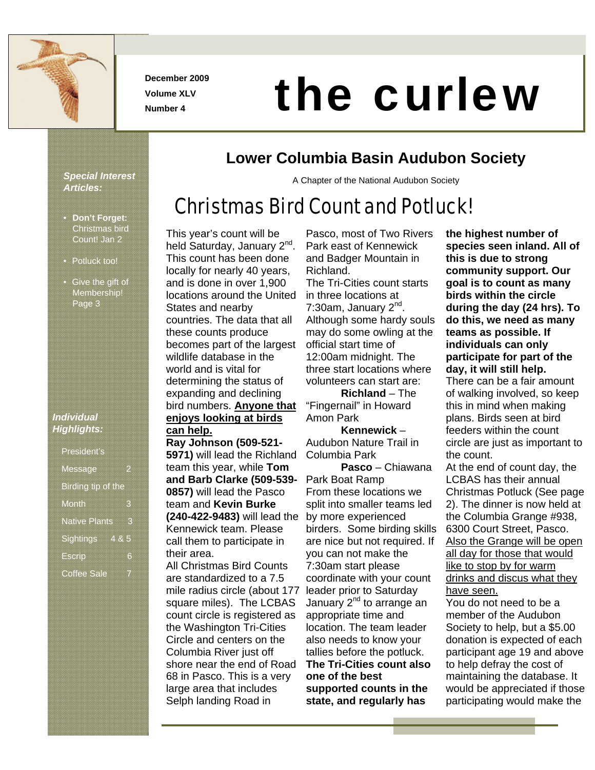December 2009

Volume XLV

Number 4

# the curlew

## Lower Columbia Basin Audubon Society

A Chapter of the National Audubon Society

***Special Interest Articles:***

- **Don't Forget:** Christmas bird Count! Jan 2
- Potluck too!
- Give the gift of Membership! Page 3

***Individual Highlights:***

| | |
|---|---|
| President's Message | 2 |
| Birding tip of the Month | 3 |
| Native Plants | 3 |
| Sightings | 4 & 5 |
| Escrip | 6 |
| Coffee Sale | 7 |

# Christmas Bird Count and Potluck!

This year's count will be held Saturday, January 2nd. This count has been done locally for nearly 40 years, and is done in over 1,900 locations around the United States and nearby countries. The data that all these counts produce becomes part of the largest wildlife database in the world and is vital for determining the status of expanding and declining bird numbers. **Anyone that enjoys looking at birds can help.**

**Ray Johnson (509-521-5971)** will lead the Richland team this year, while **Tom and Barb Clarke (509-539-0857)** will lead the Pasco team and **Kevin Burke (240-422-9483)** will lead the Kennewick team. Please call them to participate in their area.

All Christmas Bird Counts are standardized to a 7.5 mile radius circle (about 177 square miles). The LCBAS count circle is registered as the Washington Tri-Cities Circle and centers on the Columbia River just off shore near the end of Road 68 in Pasco. This is a very large area that includes Selph landing Road in Pasco, most of Two Rivers Park east of Kennewick and Badger Mountain in Richland.

The Tri-Cities count starts in three locations at 7:30am, January 2nd. Although some hardy souls may do some owling at the official start time of 12:00am midnight. The three start locations where volunteers can start are:

**Richland** – The "Fingernail" in Howard Amon Park

**Kennewick** – Audubon Nature Trail in Columbia Park

**Pasco** – Chiawana Park Boat Ramp

From these locations we split into smaller teams led by more experienced birders. Some birding skills are nice but not required. If you can not make the 7:30am start please coordinate with your count leader prior to Saturday January 2nd to arrange an appropriate time and location. The team leader also needs to know your tallies before the potluck. **The Tri-Cities count also one of the best supported counts in the state, and regularly has the highest number of species seen inland. All of this is due to strong community support. Our goal is to count as many birds within the circle during the day (24 hrs). To do this, we need as many teams as possible. If individuals can only participate for part of the day, it will still help.**

There can be a fair amount of walking involved, so keep this in mind when making plans. Birds seen at bird feeders within the count circle are just as important to the count.

At the end of count day, the LCBAS has their annual Christmas Potluck (See page 2). The dinner is now held at the Columbia Grange #938, 6300 Court Street, Pasco. Also the Grange will be open all day for those that would like to stop by for warm drinks and discus what they have seen.

You do not need to be a member of the Audubon Society to help, but a $5.00 donation is expected of each participant age 19 and above to help defray the cost of maintaining the database. It would be appreciated if those participating would make the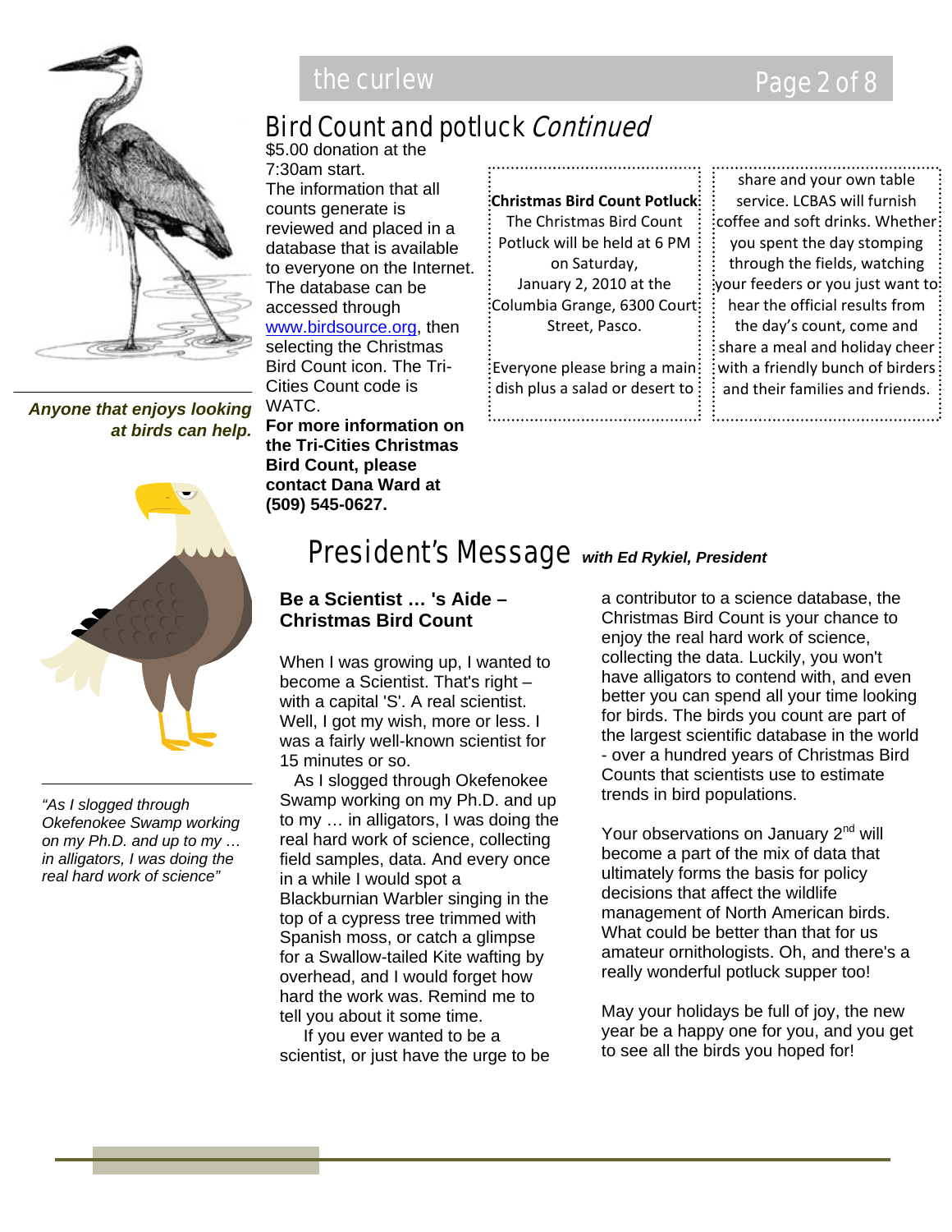## Bird Count and potluck *Continued*

$5.00 donation at the 7:30am start.

The information that all counts generate is reviewed and placed in a database that is available to everyone on the Internet. The database can be accessed through www.birdsource.org, then selecting the Christmas Bird Count icon. The Tri-Cities Count code is WATC.

**For more information on the Tri-Cities Christmas Bird Count, please contact Dana Ward at (509) 545-0627.**

**Christmas Bird Count Potluck**

The Christmas Bird Count Potluck will be held at 6 PM on Saturday, January 2, 2010 at the Columbia Grange, 6300 Court Street, Pasco.

Everyone please bring a main dish plus a salad or desert to share and your own table service. LCBAS will furnish coffee and soft drinks. Whether you spent the day stomping through the fields, watching your feeders or you just want to hear the official results from the day's count, come and share a meal and holiday cheer with a friendly bunch of birders and their families and friends.

***Anyone that enjoys looking at birds can help.***

## President's Message *with Ed Rykiel, President*

### Be a Scientist … 's Aide – Christmas Bird Count

When I was growing up, I wanted to become a Scientist. That's right – with a capital 'S'. A real scientist. Well, I got my wish, more or less. I was a fairly well-known scientist for 15 minutes or so.

As I slogged through Okefenokee Swamp working on my Ph.D. and up to my … in alligators, I was doing the real hard work of science, collecting field samples, data. And every once in a while I would spot a Blackburnian Warbler singing in the top of a cypress tree trimmed with Spanish moss, or catch a glimpse for a Swallow-tailed Kite wafting by overhead, and I would forget how hard the work was. Remind me to tell you about it some time.

If you ever wanted to be a scientist, or just have the urge to be a contributor to a science database, the Christmas Bird Count is your chance to enjoy the real hard work of science, collecting the data. Luckily, you won't have alligators to contend with, and even better you can spend all your time looking for birds. The birds you count are part of the largest scientific database in the world - over a hundred years of Christmas Bird Counts that scientists use to estimate trends in bird populations.

Your observations on January 2nd will become a part of the mix of data that ultimately forms the basis for policy decisions that affect the wildlife management of North American birds. What could be better than that for us amateur ornithologists. Oh, and there's a really wonderful potluck supper too!

May your holidays be full of joy, the new year be a happy one for you, and you get to see all the birds you hoped for!

*"As I slogged through Okefenokee Swamp working on my Ph.D. and up to my … in alligators, I was doing the real hard work of science"*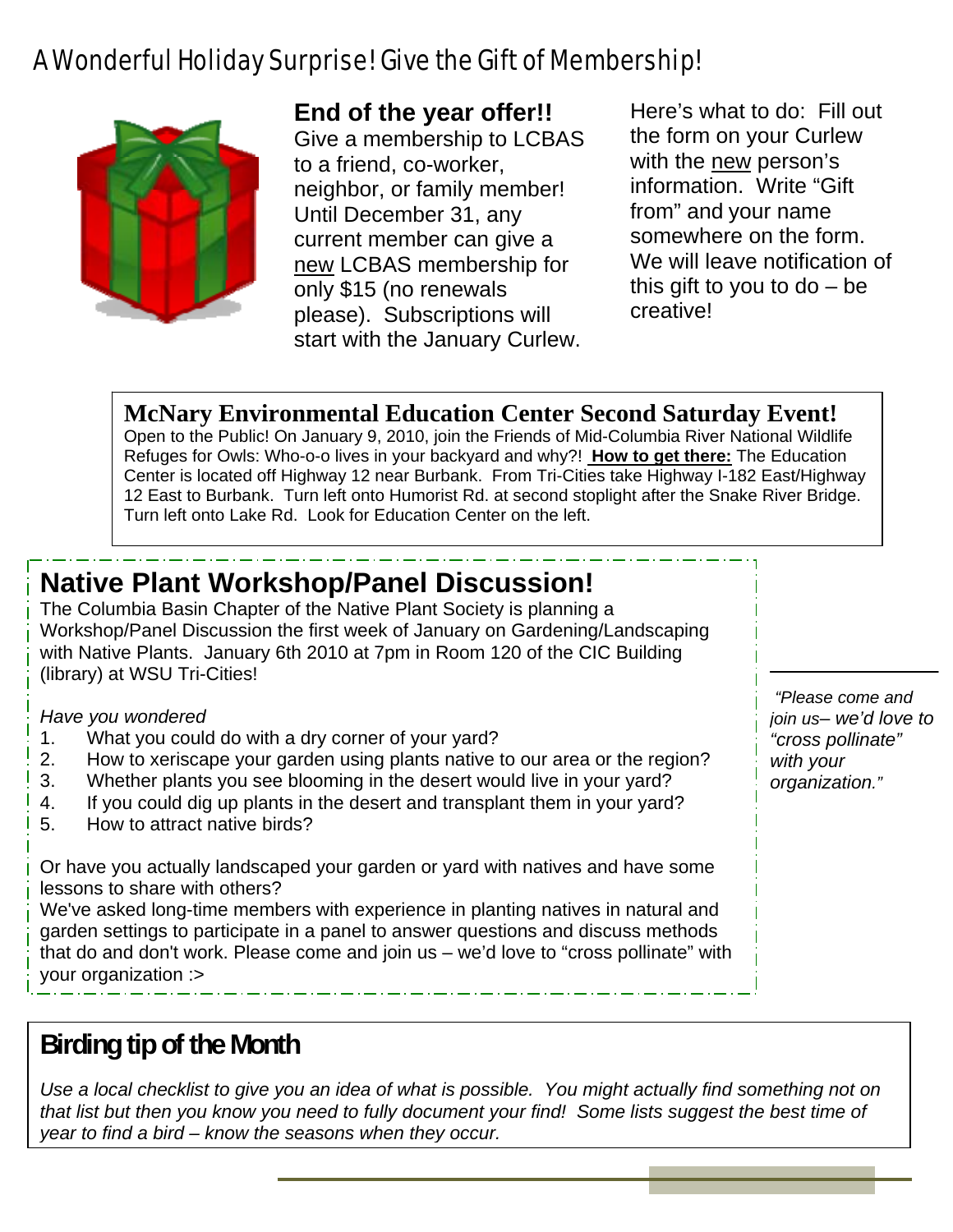# A Wonderful Holiday Surprise! Give the Gift of Membership!

**End of the year offer!!**
Give a membership to LCBAS to a friend, co-worker, neighbor, or family member! Until December 31, any current member can give a new LCBAS membership for only $15 (no renewals please). Subscriptions will start with the January Curlew.

Here's what to do: Fill out the form on your Curlew with the new person's information. Write "Gift from" and your name somewhere on the form. We will leave notification of this gift to you to do – be creative!

## McNary Environmental Education Center Second Saturday Event!

Open to the Public! On January 9, 2010, join the Friends of Mid-Columbia River National Wildlife Refuges for Owls: Who-o-o lives in your backyard and why?! **How to get there:** The Education Center is located off Highway 12 near Burbank. From Tri-Cities take Highway I-182 East/Highway 12 East to Burbank. Turn left onto Humorist Rd. at second stoplight after the Snake River Bridge. Turn left onto Lake Rd. Look for Education Center on the left.

## Native Plant Workshop/Panel Discussion!

The Columbia Basin Chapter of the Native Plant Society is planning a Workshop/Panel Discussion the first week of January on Gardening/Landscaping with Native Plants. January 6th 2010 at 7pm in Room 120 of the CIC Building (library) at WSU Tri-Cities!

*Have you wondered*

1. What you could do with a dry corner of your yard?
2. How to xeriscape your garden using plants native to our area or the region?
3. Whether plants you see blooming in the desert would live in your yard?
4. If you could dig up plants in the desert and transplant them in your yard?
5. How to attract native birds?

Or have you actually landscaped your garden or yard with natives and have some lessons to share with others?
We've asked long-time members with experience in planting natives in natural and garden settings to participate in a panel to answer questions and discuss methods that do and don't work. Please come and join us – we'd love to "cross pollinate" with your organization :>

*"Please come and join us– we'd love to "cross pollinate" with your organization."*

## Birding tip of the Month

*Use a local checklist to give you an idea of what is possible. You might actually find something not on that list but then you know you need to fully document your find! Some lists suggest the best time of year to find a bird – know the seasons when they occur.*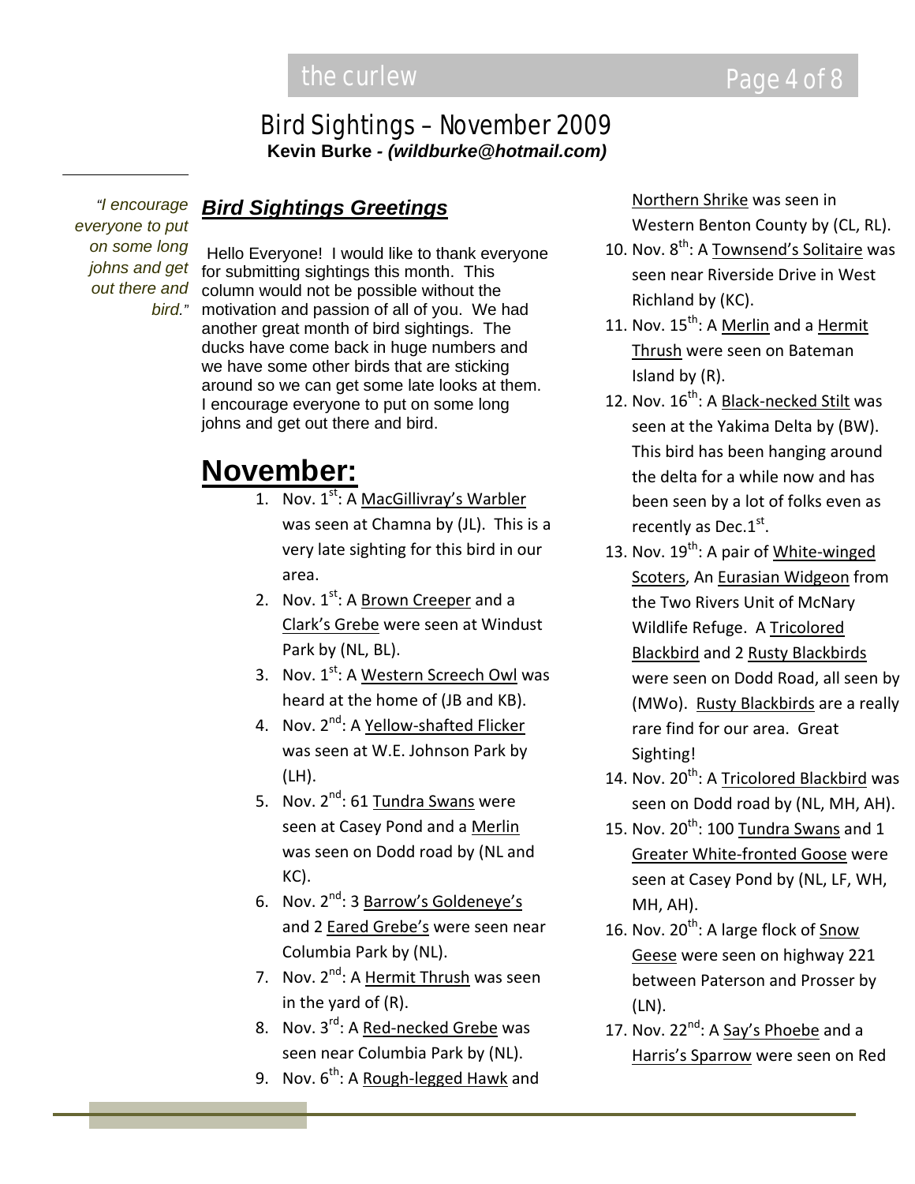## Bird Sightings – November 2009

**Kevin Burke - *(wildburke@hotmail.com)***

*"I encourage everyone to put on some long johns and get out there and bird."*

### ***Bird Sightings Greetings***

Hello Everyone! I would like to thank everyone for submitting sightings this month. This column would not be possible without the motivation and passion of all of you. We had another great month of bird sightings. The ducks have come back in huge numbers and we have some other birds that are sticking around so we can get some late looks at them. I encourage everyone to put on some long johns and get out there and bird.

# **November:**

1. Nov. 1st: A MacGillivray's Warbler was seen at Chamna by (JL). This is a very late sighting for this bird in our area.
2. Nov. 1st: A Brown Creeper and a Clark's Grebe were seen at Windust Park by (NL, BL).
3. Nov. 1st: A Western Screech Owl was heard at the home of (JB and KB).
4. Nov. 2nd: A Yellow-shafted Flicker was seen at W.E. Johnson Park by (LH).
5. Nov. 2nd: 61 Tundra Swans were seen at Casey Pond and a Merlin was seen on Dodd road by (NL and KC).
6. Nov. 2nd: 3 Barrow's Goldeneye's and 2 Eared Grebe's were seen near Columbia Park by (NL).
7. Nov. 2nd: A Hermit Thrush was seen in the yard of (R).
8. Nov. 3rd: A Red-necked Grebe was seen near Columbia Park by (NL).
9. Nov. 6th: A Rough-legged Hawk and Northern Shrike was seen in Western Benton County by (CL, RL).
10. Nov. 8th: A Townsend's Solitaire was seen near Riverside Drive in West Richland by (KC).
11. Nov. 15th: A Merlin and a Hermit Thrush were seen on Bateman Island by (R).
12. Nov. 16th: A Black-necked Stilt was seen at the Yakima Delta by (BW). This bird has been hanging around the delta for a while now and has been seen by a lot of folks even as recently as Dec.1st.
13. Nov. 19th: A pair of White-winged Scoters, An Eurasian Widgeon from the Two Rivers Unit of McNary Wildlife Refuge. A Tricolored Blackbird and 2 Rusty Blackbirds were seen on Dodd Road, all seen by (MWo). Rusty Blackbirds are a really rare find for our area. Great Sighting!
14. Nov. 20th: A Tricolored Blackbird was seen on Dodd road by (NL, MH, AH).
15. Nov. 20th: 100 Tundra Swans and 1 Greater White-fronted Goose were seen at Casey Pond by (NL, LF, WH, MH, AH).
16. Nov. 20th: A large flock of Snow Geese were seen on highway 221 between Paterson and Prosser by (LN).
17. Nov. 22nd: A Say's Phoebe and a Harris's Sparrow were seen on Red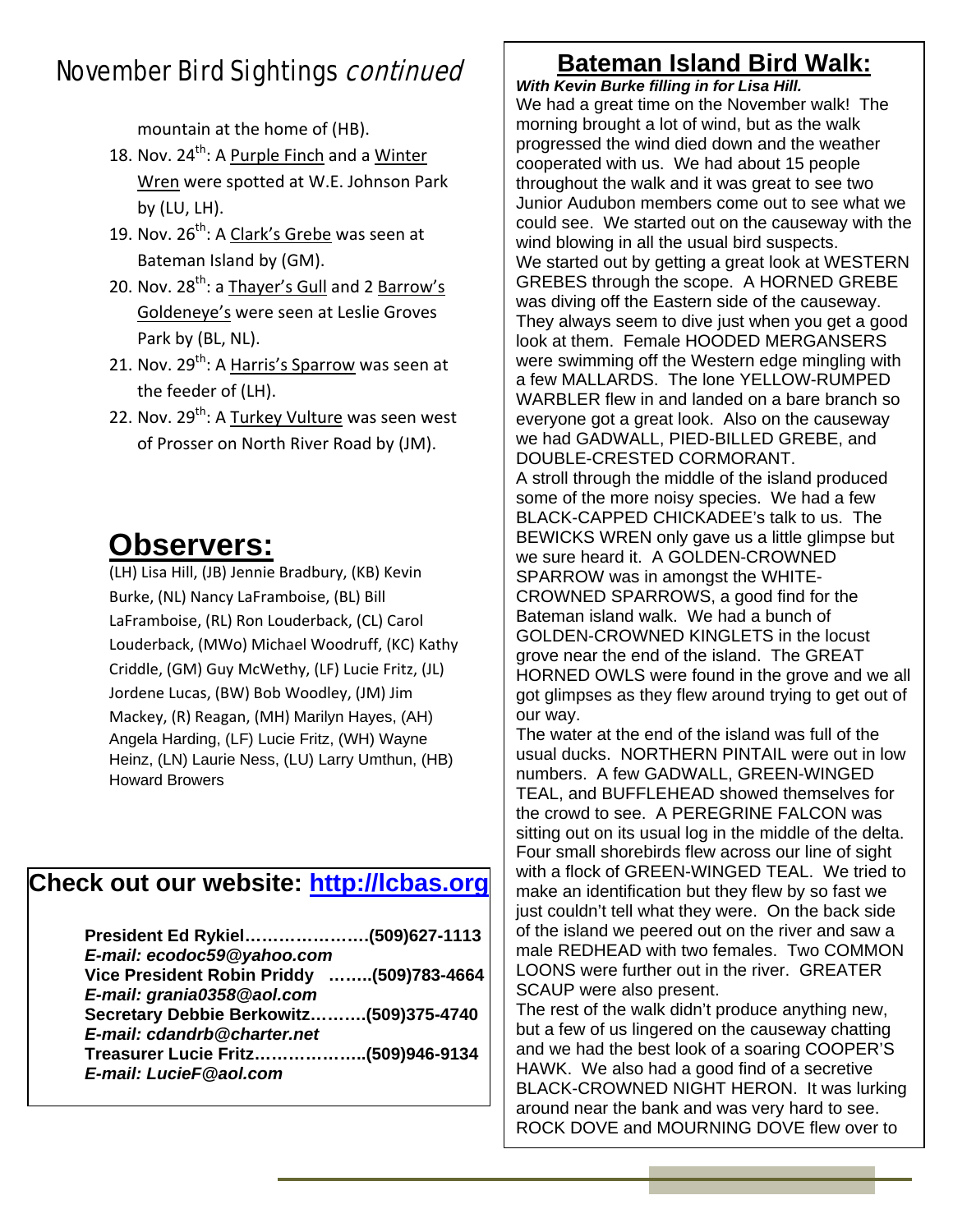## November Bird Sightings *continued*

mountain at the home of (HB).

18. Nov. 24th: A Purple Finch and a Winter Wren were spotted at W.E. Johnson Park by (LU, LH).
19. Nov. 26th: A Clark's Grebe was seen at Bateman Island by (GM).
20. Nov. 28th: a Thayer's Gull and 2 Barrow's Goldeneye's were seen at Leslie Groves Park by (BL, NL).
21. Nov. 29th: A Harris's Sparrow was seen at the feeder of (LH).
22. Nov. 29th: A Turkey Vulture was seen west of Prosser on North River Road by (JM).

# Observers:

(LH) Lisa Hill, (JB) Jennie Bradbury, (KB) Kevin Burke, (NL) Nancy LaFramboise, (BL) Bill LaFramboise, (RL) Ron Louderback, (CL) Carol Louderback, (MWo) Michael Woodruff, (KC) Kathy Criddle, (GM) Guy McWethy, (LF) Lucie Fritz, (JL) Jordene Lucas, (BW) Bob Woodley, (JM) Jim Mackey, (R) Reagan, (MH) Marilyn Hayes, (AH) Angela Harding, (LF) Lucie Fritz, (WH) Wayne Heinz, (LN) Laurie Ness, (LU) Larry Umthun, (HB) Howard Browers

## Check out our website: http://lcbas.org

**President Ed Rykiel………………….(509)627-1113**
***E-mail: ecodoc59@yahoo.com***
**Vice President Robin Priddy ……..(509)783-4664**
***E-mail: grania0358@aol.com***
**Secretary Debbie Berkowitz……….(509)375-4740**
***E-mail: cdandrb@charter.net***
**Treasurer Lucie Fritz………………..(509)946-9134**
***E-mail: LucieF@aol.com***

## Bateman Island Bird Walk:

***With Kevin Burke filling in for Lisa Hill.***

We had a great time on the November walk! The morning brought a lot of wind, but as the walk progressed the wind died down and the weather cooperated with us. We had about 15 people throughout the walk and it was great to see two Junior Audubon members come out to see what we could see. We started out on the causeway with the wind blowing in all the usual bird suspects.

We started out by getting a great look at WESTERN GREBES through the scope. A HORNED GREBE was diving off the Eastern side of the causeway. They always seem to dive just when you get a good look at them. Female HOODED MERGANSERS were swimming off the Western edge mingling with a few MALLARDS. The lone YELLOW-RUMPED WARBLER flew in and landed on a bare branch so everyone got a great look. Also on the causeway we had GADWALL, PIED-BILLED GREBE, and DOUBLE-CRESTED CORMORANT.

A stroll through the middle of the island produced some of the more noisy species. We had a few BLACK-CAPPED CHICKADEE's talk to us. The BEWICKS WREN only gave us a little glimpse but we sure heard it. A GOLDEN-CROWNED SPARROW was in amongst the WHITE-CROWNED SPARROWS, a good find for the Bateman island walk. We had a bunch of GOLDEN-CROWNED KINGLETS in the locust grove near the end of the island. The GREAT HORNED OWLS were found in the grove and we all got glimpses as they flew around trying to get out of our way.

The water at the end of the island was full of the usual ducks. NORTHERN PINTAIL were out in low numbers. A few GADWALL, GREEN-WINGED TEAL, and BUFFLEHEAD showed themselves for the crowd to see. A PEREGRINE FALCON was sitting out on its usual log in the middle of the delta. Four small shorebirds flew across our line of sight with a flock of GREEN-WINGED TEAL. We tried to make an identification but they flew by so fast we just couldn't tell what they were. On the back side of the island we peered out on the river and saw a male REDHEAD with two females. Two COMMON LOONS were further out in the river. GREATER SCAUP were also present.

The rest of the walk didn't produce anything new, but a few of us lingered on the causeway chatting and we had the best look of a soaring COOPER'S HAWK. We also had a good find of a secretive BLACK-CROWNED NIGHT HERON. It was lurking around near the bank and was very hard to see. ROCK DOVE and MOURNING DOVE flew over to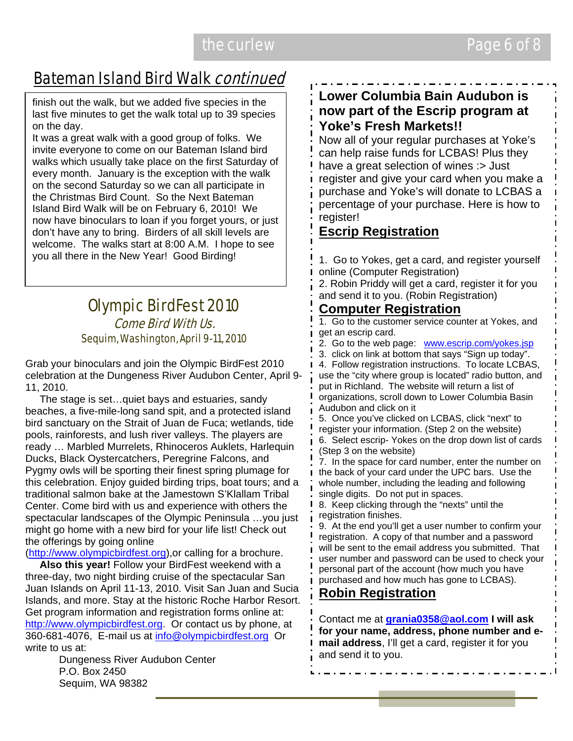## Bateman Island Bird Walk *continued*

finish out the walk, but we added five species in the last five minutes to get the walk total up to 39 species on the day.

It was a great walk with a good group of folks. We invite everyone to come on our Bateman Island bird walks which usually take place on the first Saturday of every month. January is the exception with the walk on the second Saturday so we can all participate in the Christmas Bird Count. So the Next Bateman Island Bird Walk will be on February 6, 2010! We now have binoculars to loan if you forget yours, or just don't have any to bring. Birders of all skill levels are welcome. The walks start at 8:00 A.M. I hope to see you all there in the New Year! Good Birding!

## Olympic BirdFest 2010

*Come Bird With Us.*

Sequim, Washington, April 9-11, 2010

Grab your binoculars and join the Olympic BirdFest 2010 celebration at the Dungeness River Audubon Center, April 9-11, 2010.

The stage is set…quiet bays and estuaries, sandy beaches, a five-mile-long sand spit, and a protected island bird sanctuary on the Strait of Juan de Fuca; wetlands, tide pools, rainforests, and lush river valleys. The players are ready … Marbled Murrelets, Rhinoceros Auklets, Harlequin Ducks, Black Oystercatchers, Peregrine Falcons, and Pygmy owls will be sporting their finest spring plumage for this celebration. Enjoy guided birding trips, boat tours; and a traditional salmon bake at the Jamestown S'Klallam Tribal Center. Come bird with us and experience with others the spectacular landscapes of the Olympic Peninsula …you just might go home with a new bird for your life list! Check out the offerings by going online (http://www.olympicbirdfest.org),or calling for a brochure.

**Also this year!** Follow your BirdFest weekend with a three-day, two night birding cruise of the spectacular San Juan Islands on April 11-13, 2010. Visit San Juan and Sucia Islands, and more. Stay at the historic Roche Harbor Resort. Get program information and registration forms online at: http://www.olympicbirdfest.org. Or contact us by phone, at 360-681-4076, E-mail us at info@olympicbirdfest.org Or write to us at:

Dungeness River Audubon Center
P.O. Box 2450
Sequim, WA 98382

## Lower Columbia Bain Audubon is now part of the Escrip program at Yoke's Fresh Markets!!

Now all of your regular purchases at Yoke's can help raise funds for LCBAS! Plus they have a great selection of wines :> Just register and give your card when you make a purchase and Yoke's will donate to LCBAS a percentage of your purchase. Here is how to register!

### Escrip Registration

1. Go to Yokes, get a card, and register yourself online (Computer Registration)
2. Robin Priddy will get a card, register it for you and send it to you. (Robin Registration)

### Computer Registration

1. Go to the customer service counter at Yokes, and get an escrip card.
2. Go to the web page: www.escrip.com/yokes.jsp
3. click on link at bottom that says "Sign up today".
4. Follow registration instructions. To locate LCBAS, use the "city where group is located" radio button, and put in Richland. The website will return a list of organizations, scroll down to Lower Columbia Basin Audubon and click on it
5. Once you've clicked on LCBAS, click "next" to register your information. (Step 2 on the website)
6. Select escrip- Yokes on the drop down list of cards (Step 3 on the website)
7. In the space for card number, enter the number on the back of your card under the UPC bars. Use the whole number, including the leading and following single digits. Do not put in spaces.
8. Keep clicking through the "nexts" until the registration finishes.
9. At the end you'll get a user number to confirm your registration. A copy of that number and a password will be sent to the email address you submitted. That user number and password can be used to check your personal part of the account (how much you have purchased and how much has gone to LCBAS).

### Robin Registration

Contact me at **grania0358@aol.com** **I will ask for your name, address, phone number and e-mail address**, I'll get a card, register it for you and send it to you.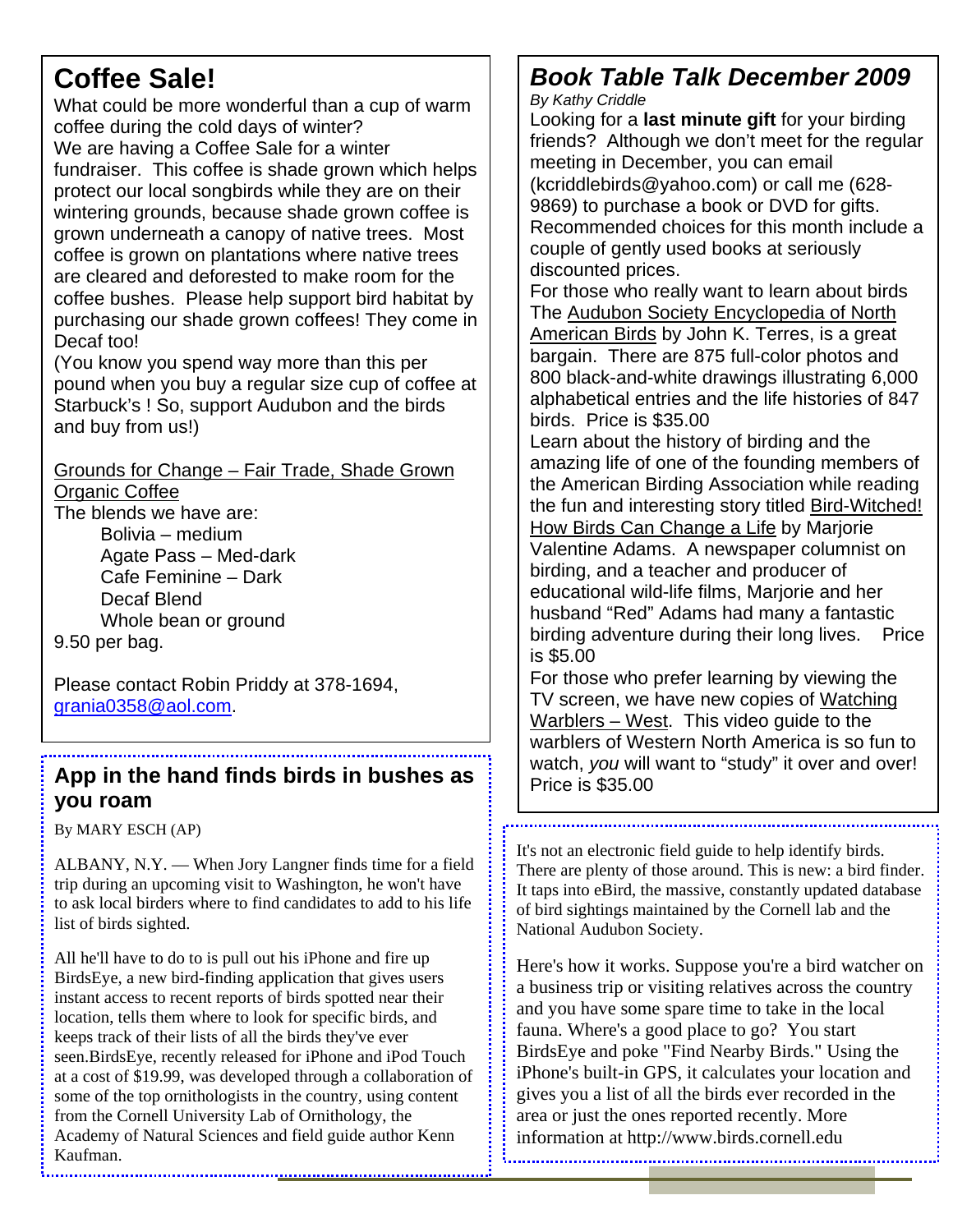# Coffee Sale!

What could be more wonderful than a cup of warm coffee during the cold days of winter?
We are having a Coffee Sale for a winter fundraiser. This coffee is shade grown which helps protect our local songbirds while they are on their wintering grounds, because shade grown coffee is grown underneath a canopy of native trees. Most coffee is grown on plantations where native trees are cleared and deforested to make room for the coffee bushes. Please help support bird habitat by purchasing our shade grown coffees! They come in Decaf too!
(You know you spend way more than this per pound when you buy a regular size cup of coffee at Starbuck's ! So, support Audubon and the birds and buy from us!)

Grounds for Change – Fair Trade, Shade Grown Organic Coffee
The blends we have are:

- Bolivia – medium
- Agate Pass – Med-dark
- Cafe Feminine – Dark
- Decaf Blend
- Whole bean or ground

9.50 per bag.

Please contact Robin Priddy at 378-1694, grania0358@aol.com.

## App in the hand finds birds in bushes as you roam

By MARY ESCH (AP)

ALBANY, N.Y. — When Jory Langner finds time for a field trip during an upcoming visit to Washington, he won't have to ask local birders where to find candidates to add to his life list of birds sighted.

All he'll have to do is pull out his iPhone and fire up BirdsEye, a new bird-finding application that gives users instant access to recent reports of birds spotted near their location, tells them where to look for specific birds, and keeps track of their lists of all the birds they've ever seen.BirdsEye, recently released for iPhone and iPod Touch at a cost of $19.99, was developed through a collaboration of some of the top ornithologists in the country, using content from the Cornell University Lab of Ornithology, the Academy of Natural Sciences and field guide author Kenn Kaufman.

It's not an electronic field guide to help identify birds. There are plenty of those around. This is new: a bird finder. It taps into eBird, the massive, constantly updated database of bird sightings maintained by the Cornell lab and the National Audubon Society.

Here's how it works. Suppose you're a bird watcher on a business trip or visiting relatives across the country and you have some spare time to take in the local fauna. Where's a good place to go? You start BirdsEye and poke "Find Nearby Birds." Using the iPhone's built-in GPS, it calculates your location and gives you a list of all the birds ever recorded in the area or just the ones reported recently. More information at http://www.birds.cornell.edu

# *Book Table Talk December 2009*

*By Kathy Criddle*

Looking for a **last minute gift** for your birding friends? Although we don't meet for the regular meeting in December, you can email (kcriddlebirds@yahoo.com) or call me (628-9869) to purchase a book or DVD for gifts. Recommended choices for this month include a couple of gently used books at seriously discounted prices.

For those who really want to learn about birds The Audubon Society Encyclopedia of North American Birds by John K. Terres, is a great bargain. There are 875 full-color photos and 800 black-and-white drawings illustrating 6,000 alphabetical entries and the life histories of 847 birds. Price is $35.00

Learn about the history of birding and the amazing life of one of the founding members of the American Birding Association while reading the fun and interesting story titled Bird-Witched! How Birds Can Change a Life by Marjorie Valentine Adams. A newspaper columnist on birding, and a teacher and producer of educational wild-life films, Marjorie and her husband "Red" Adams had many a fantastic birding adventure during their long lives. Price is $5.00

For those who prefer learning by viewing the TV screen, we have new copies of Watching Warblers – West. This video guide to the warblers of Western North America is so fun to watch, *you* will want to "study" it over and over! Price is $35.00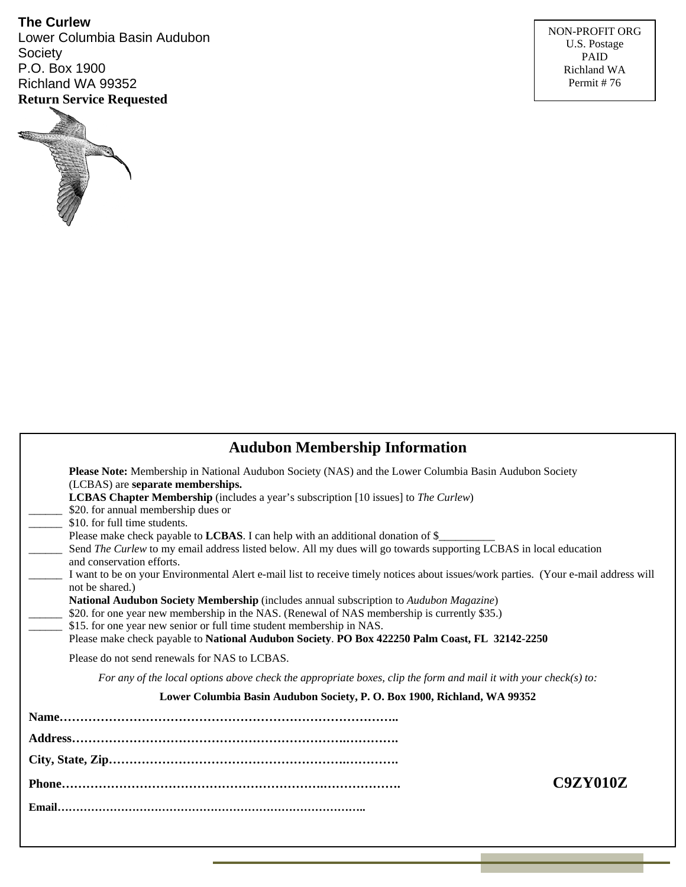**The Curlew**
Lower Columbia Basin Audubon Society
P.O. Box 1900
Richland WA 99352
**Return Service Requested**

NON-PROFIT ORG
U.S. Postage
PAID
Richland WA
Permit # 76

## Audubon Membership Information

**Please Note:** Membership in National Audubon Society (NAS) and the Lower Columbia Basin Audubon Society (LCBAS) are **separate memberships.**

**LCBAS Chapter Membership** (includes a year's subscription [10 issues] to *The Curlew*)

______ $20. for annual membership dues or

______ $10. for full time students.

Please make check payable to **LCBAS**. I can help with an additional donation of $__________

______ Send *The Curlew* to my email address listed below. All my dues will go towards supporting LCBAS in local education and conservation efforts.

______ I want to be on your Environmental Alert e-mail list to receive timely notices about issues/work parties. (Your e-mail address will not be shared.)

**National Audubon Society Membership** (includes annual subscription to *Audubon Magazine*)

______ $20. for one year new membership in the NAS. (Renewal of NAS membership is currently $35.)

______ $15. for one year new senior or full time student membership in NAS.

Please make check payable to **National Audubon Society**. **PO Box 422250 Palm Coast, FL 32142-2250**

Please do not send renewals for NAS to LCBAS.

*For any of the local options above check the appropriate boxes, clip the form and mail it with your check(s) to:*

**Lower Columbia Basin Audubon Society, P. O. Box 1900, Richland, WA 99352**

**Name…………………………………………………………………………..**

**Address…………………………………………………………….………….**

**City, State, Zip…………………………………………………….………….**

**Phone……………………………………………………….……………….**

**C9ZY010Z**

**Email……………………………………………………………………..**